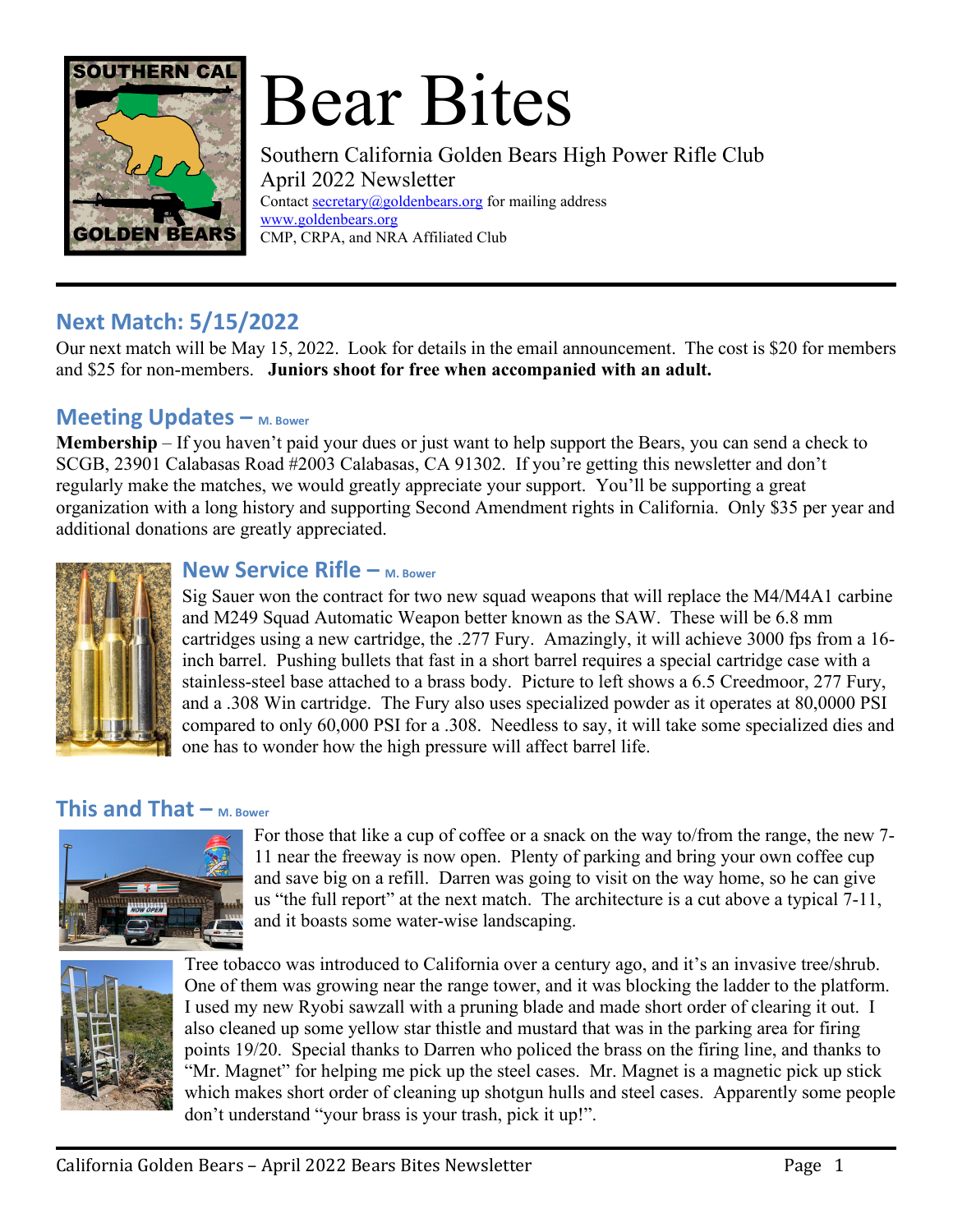# Bear Bites

Southern California Golden Bears High Power Rifle Club
April 2022 Newsletter
Contact secretary@goldenbears.org for mailing address
www.goldenbears.org
CMP, CRPA, and NRA Affiliated Club

## Next Match: 5/15/2022

Our next match will be May 15, 2022. Look for details in the email announcement. The cost is $20 for members and $25 for non-members. **Juniors shoot for free when accompanied with an adult.**

## Meeting Updates – M. Bower

**Membership** – If you haven't paid your dues or just want to help support the Bears, you can send a check to SCGB, 23901 Calabasas Road #2003 Calabasas, CA 91302. If you're getting this newsletter and don't regularly make the matches, we would greatly appreciate your support. You'll be supporting a great organization with a long history and supporting Second Amendment rights in California. Only $35 per year and additional donations are greatly appreciated.

## New Service Rifle – M. Bower

Sig Sauer won the contract for two new squad weapons that will replace the M4/M4A1 carbine and M249 Squad Automatic Weapon better known as the SAW. These will be 6.8 mm cartridges using a new cartridge, the .277 Fury. Amazingly, it will achieve 3000 fps from a 16-inch barrel. Pushing bullets that fast in a short barrel requires a special cartridge case with a stainless-steel base attached to a brass body. Picture to left shows a 6.5 Creedmoor, 277 Fury, and a .308 Win cartridge. The Fury also uses specialized powder as it operates at 80,0000 PSI compared to only 60,000 PSI for a .308. Needless to say, it will take some specialized dies and one has to wonder how the high pressure will affect barrel life.

## This and That – M. Bower

For those that like a cup of coffee or a snack on the way to/from the range, the new 7-11 near the freeway is now open. Plenty of parking and bring your own coffee cup and save big on a refill. Darren was going to visit on the way home, so he can give us "the full report" at the next match. The architecture is a cut above a typical 7-11, and it boasts some water-wise landscaping.

Tree tobacco was introduced to California over a century ago, and it's an invasive tree/shrub. One of them was growing near the range tower, and it was blocking the ladder to the platform. I used my new Ryobi sawzall with a pruning blade and made short order of clearing it out. I also cleaned up some yellow star thistle and mustard that was in the parking area for firing points 19/20. Special thanks to Darren who policed the brass on the firing line, and thanks to "Mr. Magnet" for helping me pick up the steel cases. Mr. Magnet is a magnetic pick up stick which makes short order of cleaning up shotgun hulls and steel cases. Apparently some people don't understand "your brass is your trash, pick it up!".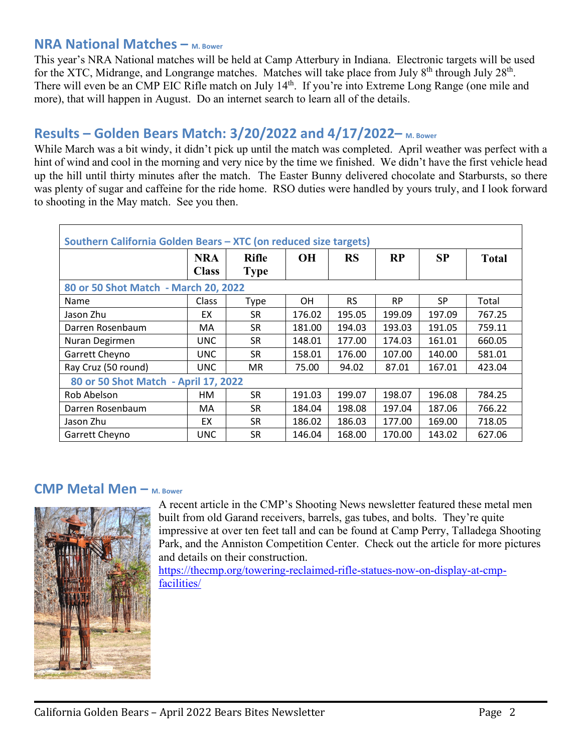## NRA National Matches – M. Bower

This year's NRA National matches will be held at Camp Atterbury in Indiana. Electronic targets will be used for the XTC, Midrange, and Longrange matches. Matches will take place from July 8th through July 28th. There will even be an CMP EIC Rifle match on July 14th. If you're into Extreme Long Range (one mile and more), that will happen in August. Do an internet search to learn all of the details.

## Results – Golden Bears Match: 3/20/2022 and 4/17/2022– M. Bower

While March was a bit windy, it didn't pick up until the match was completed. April weather was perfect with a hint of wind and cool in the morning and very nice by the time we finished. We didn't have the first vehicle head up the hill until thirty minutes after the match. The Easter Bunny delivered chocolate and Starbursts, so there was plenty of sugar and caffeine for the ride home. RSO duties were handled by yours truly, and I look forward to shooting in the May match. See you then.

| Southern California Golden Bears – XTC (on reduced size targets) | | | | | | | |
|---|---|---|---|---|---|---|---|
| | **NRA Class** | **Rifle Type** | **OH** | **RS** | **RP** | **SP** | **Total** |
| **80 or 50 Shot Match - March 20, 2022** | | | | | | | |
| Name | Class | Type | OH | RS | RP | SP | Total |
| Jason Zhu | EX | SR | 176.02 | 195.05 | 199.09 | 197.09 | 767.25 |
| Darren Rosenbaum | MA | SR | 181.00 | 194.03 | 193.03 | 191.05 | 759.11 |
| Nuran Degirmen | UNC | SR | 148.01 | 177.00 | 174.03 | 161.01 | 660.05 |
| Garrett Cheyno | UNC | SR | 158.01 | 176.00 | 107.00 | 140.00 | 581.01 |
| Ray Cruz (50 round) | UNC | MR | 75.00 | 94.02 | 87.01 | 167.01 | 423.04 |
| **80 or 50 Shot Match - April 17, 2022** | | | | | | | |
| Rob Abelson | HM | SR | 191.03 | 199.07 | 198.07 | 196.08 | 784.25 |
| Darren Rosenbaum | MA | SR | 184.04 | 198.08 | 197.04 | 187.06 | 766.22 |
| Jason Zhu | EX | SR | 186.02 | 186.03 | 177.00 | 169.00 | 718.05 |
| Garrett Cheyno | UNC | SR | 146.04 | 168.00 | 170.00 | 143.02 | 627.06 |

## CMP Metal Men – M. Bower

A recent article in the CMP's Shooting News newsletter featured these metal men built from old Garand receivers, barrels, gas tubes, and bolts. They're quite impressive at over ten feet tall and can be found at Camp Perry, Talladega Shooting Park, and the Anniston Competition Center. Check out the article for more pictures and details on their construction.

https://thecmp.org/towering-reclaimed-rifle-statues-now-on-display-at-cmp-facilities/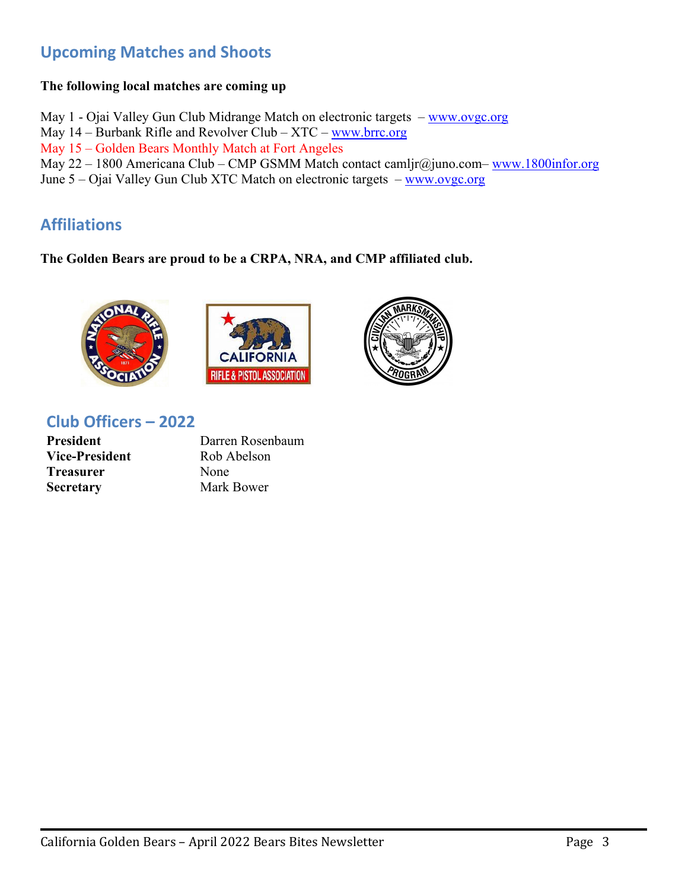## Upcoming Matches and Shoots

**The following local matches are coming up**

May 1 - Ojai Valley Gun Club Midrange Match on electronic targets – www.ovgc.org
May 14 – Burbank Rifle and Revolver Club – XTC – www.brrc.org
May 15 – Golden Bears Monthly Match at Fort Angeles
May 22 – 1800 Americana Club – CMP GSMM Match contact camljr@juno.com– www.1800infor.org
June 5 – Ojai Valley Gun Club XTC Match on electronic targets – www.ovgc.org

## Affiliations

**The Golden Bears are proud to be a CRPA, NRA, and CMP affiliated club.**

## Club Officers – 2022

| | |
|---|---|
| **President** | Darren Rosenbaum |
| **Vice-President** | Rob Abelson |
| **Treasurer** | None |
| **Secretary** | Mark Bower |